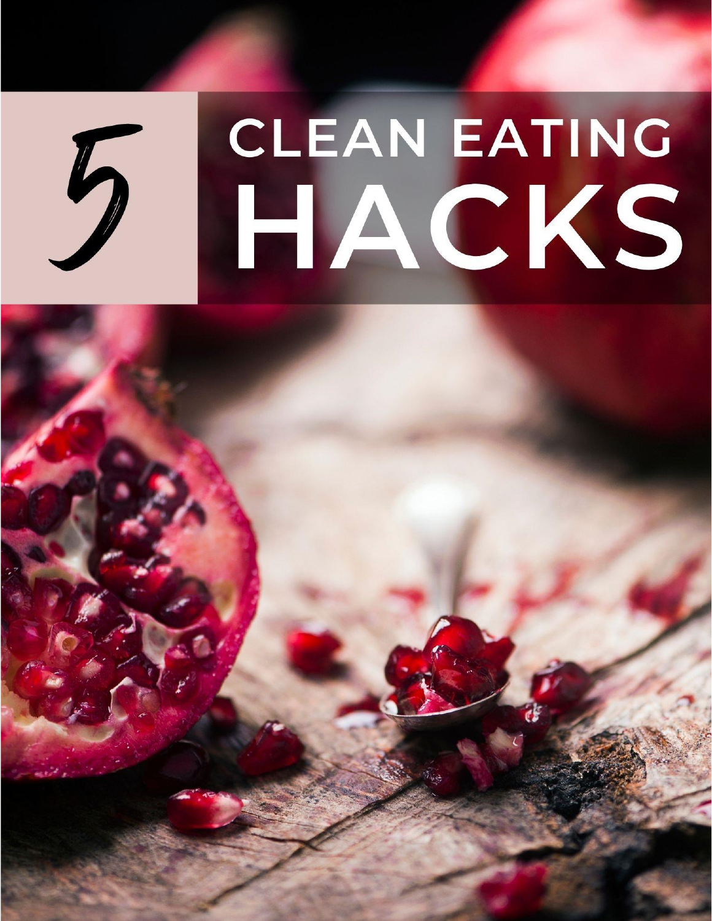# 5 CLEAN EATING HACKS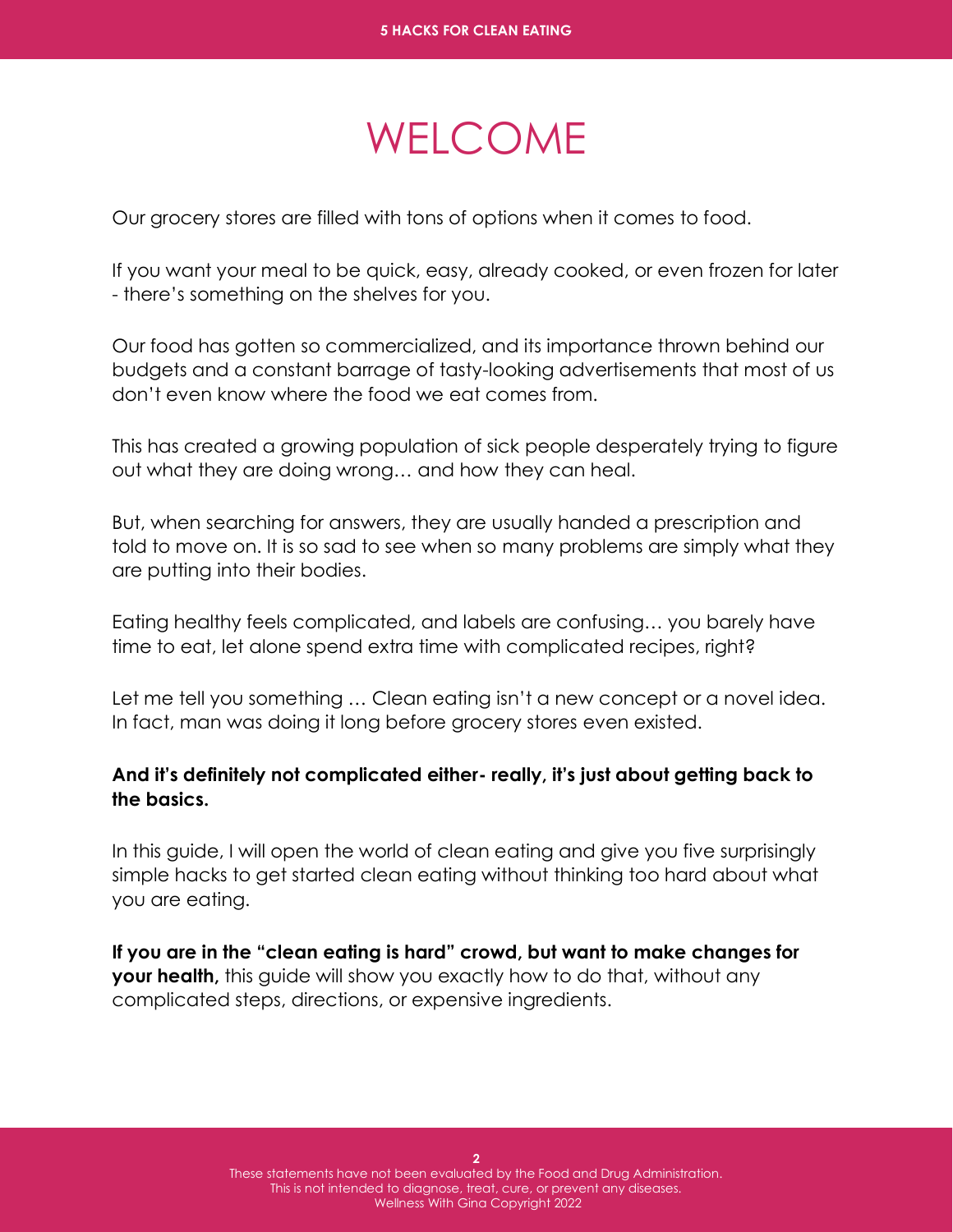# WELCOME

Our grocery stores are filled with tons of options when it comes to food.

If you want your meal to be quick, easy, already cooked, or even frozen for later - there's something on the shelves for you.

Our food has gotten so commercialized, and its importance thrown behind our budgets and a constant barrage of tasty-looking advertisements that most of us don't even know where the food we eat comes from.

This has created a growing population of sick people desperately trying to figure out what they are doing wrong… and how they can heal.

But, when searching for answers, they are usually handed a prescription and told to move on. It is so sad to see when so many problems are simply what they are putting into their bodies.

Eating healthy feels complicated, and labels are confusing… you barely have time to eat, let alone spend extra time with complicated recipes, right?

Let me tell you something … Clean eating isn't a new concept or a novel idea. In fact, man was doing it long before grocery stores even existed.

**And it's definitely not complicated either- really, it's just about getting back to the basics.**

In this guide, I will open the world of clean eating and give you five surprisingly simple hacks to get started clean eating without thinking too hard about what you are eating.

**If you are in the "clean eating is hard" crowd, but want to make changes for your health,** this guide will show you exactly how to do that, without any complicated steps, directions, or expensive ingredients.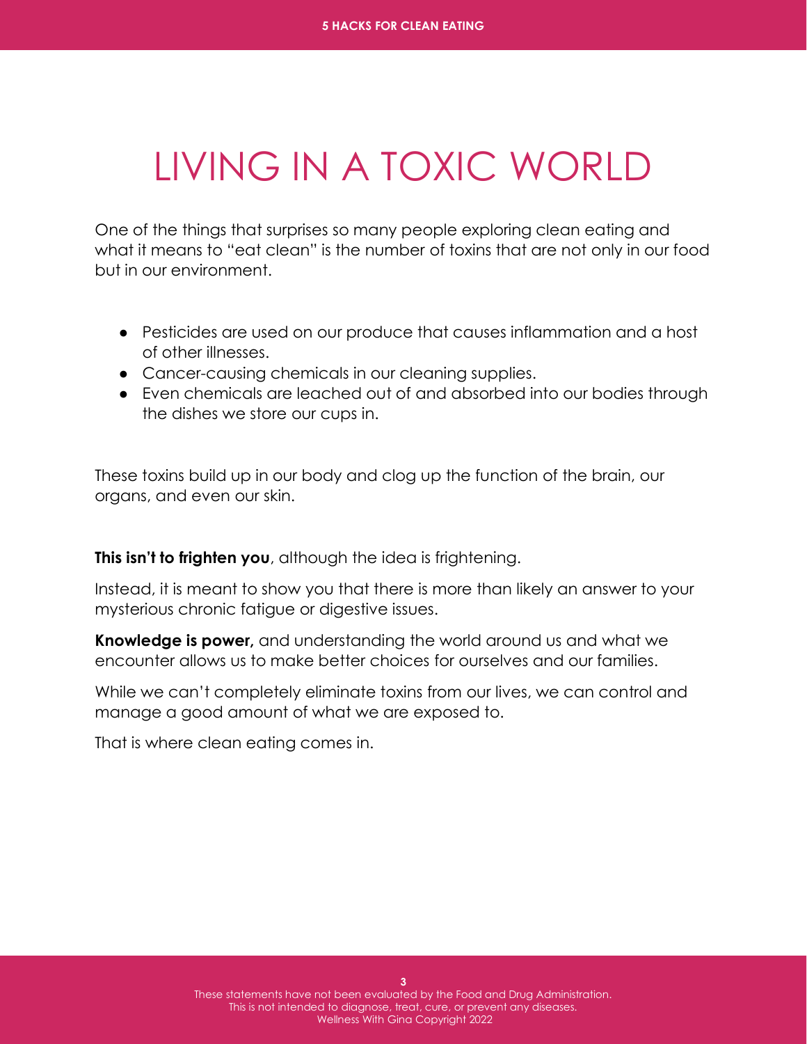# LIVING IN A TOXIC WORLD

One of the things that surprises so many people exploring clean eating and what it means to "eat clean" is the number of toxins that are not only in our food but in our environment.

- Pesticides are used on our produce that causes inflammation and a host of other illnesses.
- Cancer-causing chemicals in our cleaning supplies.
- Even chemicals are leached out of and absorbed into our bodies through the dishes we store our cups in.

These toxins build up in our body and clog up the function of the brain, our organs, and even our skin.

**This isn't to frighten you**, although the idea is frightening.

Instead, it is meant to show you that there is more than likely an answer to your mysterious chronic fatigue or digestive issues.

**Knowledge is power,** and understanding the world around us and what we encounter allows us to make better choices for ourselves and our families.

While we can't completely eliminate toxins from our lives, we can control and manage a good amount of what we are exposed to.

That is where clean eating comes in.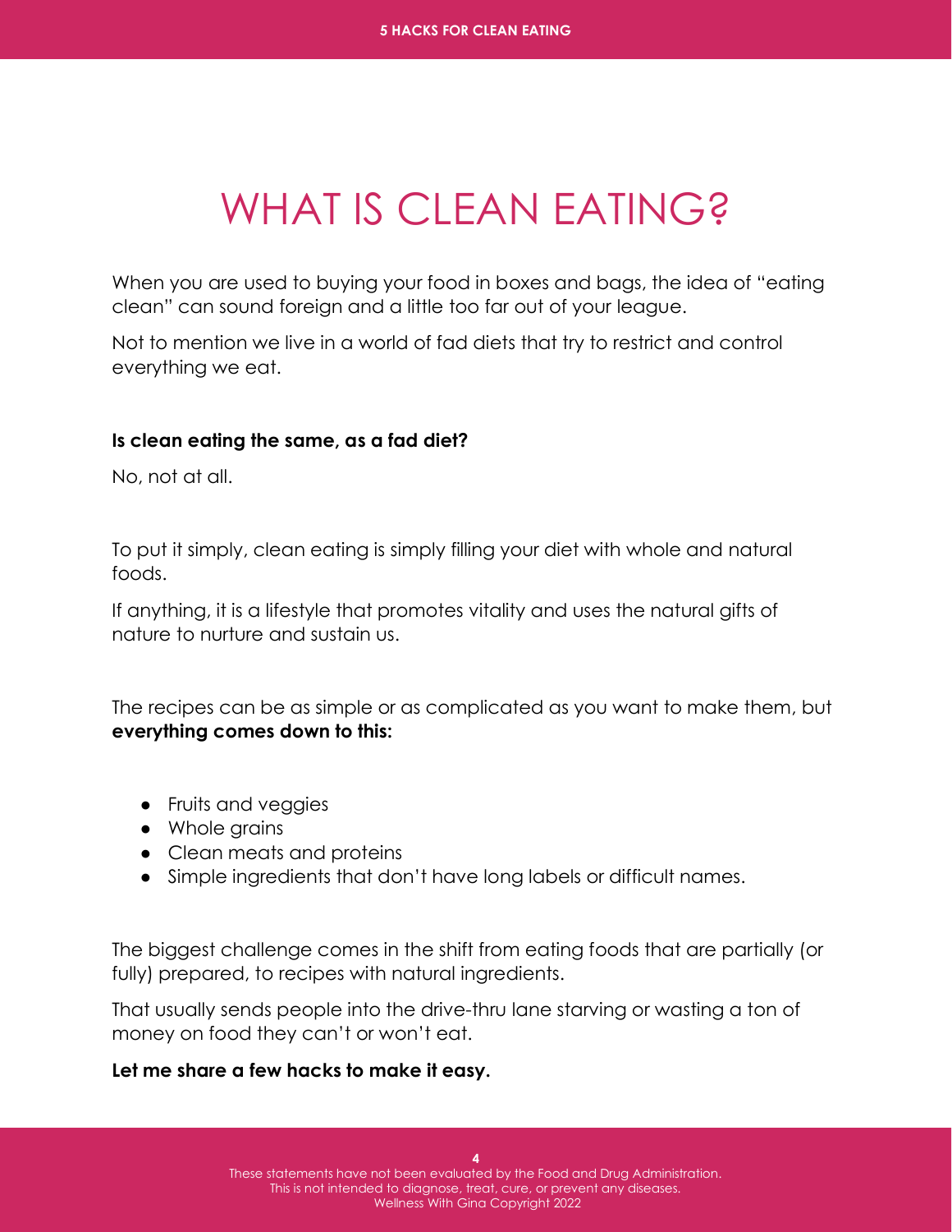# WHAT IS CLEAN EATING?

When you are used to buying your food in boxes and bags, the idea of "eating clean" can sound foreign and a little too far out of your league.

Not to mention we live in a world of fad diets that try to restrict and control everything we eat.

**Is clean eating the same, as a fad diet?**

No, not at all.

To put it simply, clean eating is simply filling your diet with whole and natural foods.

If anything, it is a lifestyle that promotes vitality and uses the natural gifts of nature to nurture and sustain us.

The recipes can be as simple or as complicated as you want to make them, but **everything comes down to this:**

- Fruits and veggies
- Whole grains
- Clean meats and proteins
- Simple ingredients that don't have long labels or difficult names.

The biggest challenge comes in the shift from eating foods that are partially (or fully) prepared, to recipes with natural ingredients.

That usually sends people into the drive-thru lane starving or wasting a ton of money on food they can't or won't eat.

**Let me share a few hacks to make it easy.**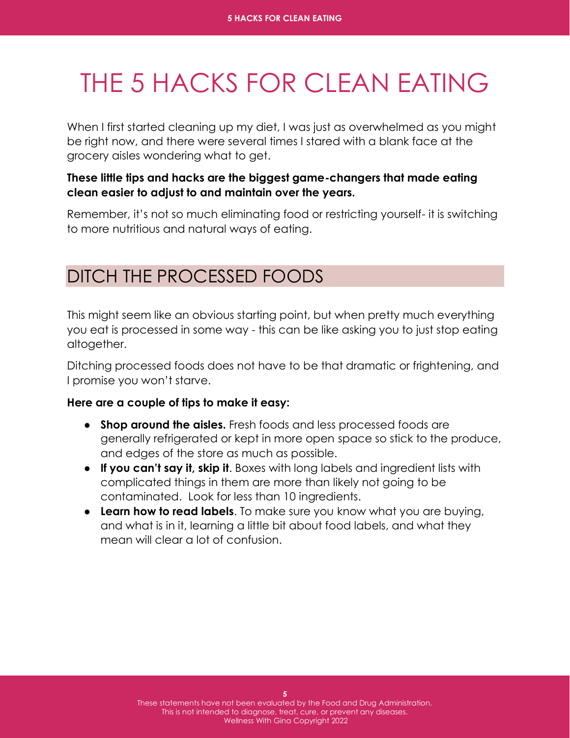# THE 5 HACKS FOR CLEAN EATING

When I first started cleaning up my diet, I was just as overwhelmed as you might be right now, and there were several times I stared with a blank face at the grocery aisles wondering what to get.

**These little tips and hacks are the biggest game-changers that made eating clean easier to adjust to and maintain over the years.**

Remember, it's not so much eliminating food or restricting yourself- it is switching to more nutritious and natural ways of eating.

## DITCH THE PROCESSED FOODS

This might seem like an obvious starting point, but when pretty much everything you eat is processed in some way - this can be like asking you to just stop eating altogether.

Ditching processed foods does not have to be that dramatic or frightening, and I promise you won't starve.

**Here are a couple of tips to make it easy:**

- **Shop around the aisles.** Fresh foods and less processed foods are generally refrigerated or kept in more open space so stick to the produce, and edges of the store as much as possible.
- **If you can't say it, skip it**. Boxes with long labels and ingredient lists with complicated things in them are more than likely not going to be contaminated. Look for less than 10 ingredients.
- **Learn how to read labels**. To make sure you know what you are buying, and what is in it, learning a little bit about food labels, and what they mean will clear a lot of confusion.

These statements have not been evaluated by the Food and Drug Administration.
This is not intended to diagnose, treat, cure, or prevent any diseases.
Wellness With Gina Copyright 2022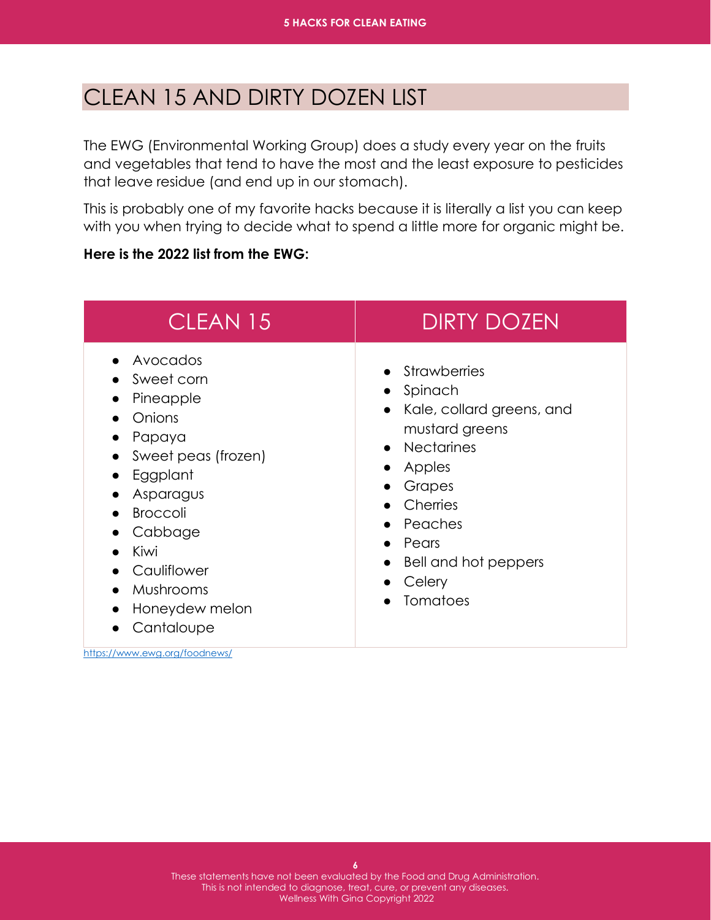## CLEAN 15 AND DIRTY DOZEN LIST

The EWG (Environmental Working Group) does a study every year on the fruits and vegetables that tend to have the most and the least exposure to pesticides that leave residue (and end up in our stomach).

This is probably one of my favorite hacks because it is literally a list you can keep with you when trying to decide what to spend a little more for organic might be.

**Here is the 2022 list from the EWG:**

| CLEAN 15 | DIRTY DOZEN |
| --- | --- |
| • Avocados<br>• Sweet corn<br>• Pineapple<br>• Onions<br>• Papaya<br>• Sweet peas (frozen)<br>• Eggplant<br>• Asparagus<br>• Broccoli<br>• Cabbage<br>• Kiwi<br>• Cauliflower<br>• Mushrooms<br>• Honeydew melon<br>• Cantaloupe | • Strawberries<br>• Spinach<br>• Kale, collard greens, and mustard greens<br>• Nectarines<br>• Apples<br>• Grapes<br>• Cherries<br>• Peaches<br>• Pears<br>• Bell and hot peppers<br>• Celery<br>• Tomatoes |

https://www.ewg.org/foodnews/

These statements have not been evaluated by the Food and Drug Administration.
This is not intended to diagnose, treat, cure, or prevent any diseases.
Wellness With Gina Copyright 2022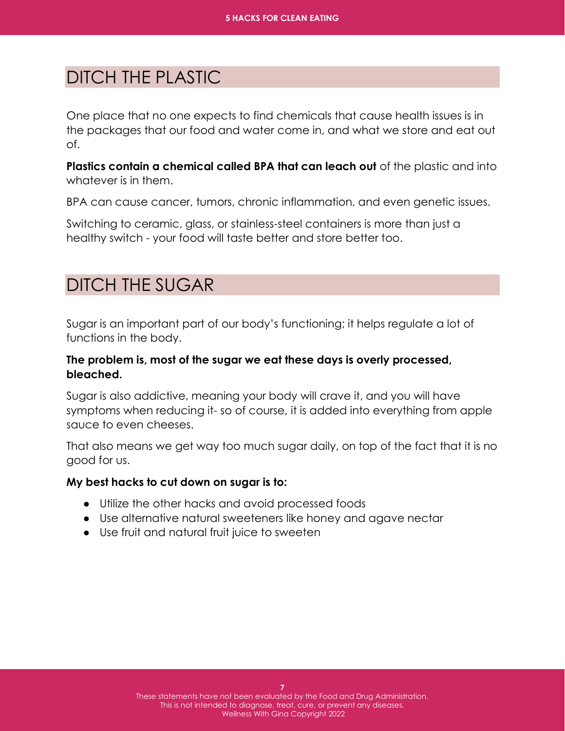## DITCH THE PLASTIC

One place that no one expects to find chemicals that cause health issues is in the packages that our food and water come in, and what we store and eat out of.

**Plastics contain a chemical called BPA that can leach out** of the plastic and into whatever is in them.

BPA can cause cancer, tumors, chronic inflammation, and even genetic issues.

Switching to ceramic, glass, or stainless-steel containers is more than just a healthy switch - your food will taste better and store better too.

## DITCH THE SUGAR

Sugar is an important part of our body's functioning; it helps regulate a lot of functions in the body.

**The problem is, most of the sugar we eat these days is overly processed, bleached.**

Sugar is also addictive, meaning your body will crave it, and you will have symptoms when reducing it- so of course, it is added into everything from apple sauce to even cheeses.

That also means we get way too much sugar daily, on top of the fact that it is no good for us.

**My best hacks to cut down on sugar is to:**

- Utilize the other hacks and avoid processed foods
- Use alternative natural sweeteners like honey and agave nectar
- Use fruit and natural fruit juice to sweeten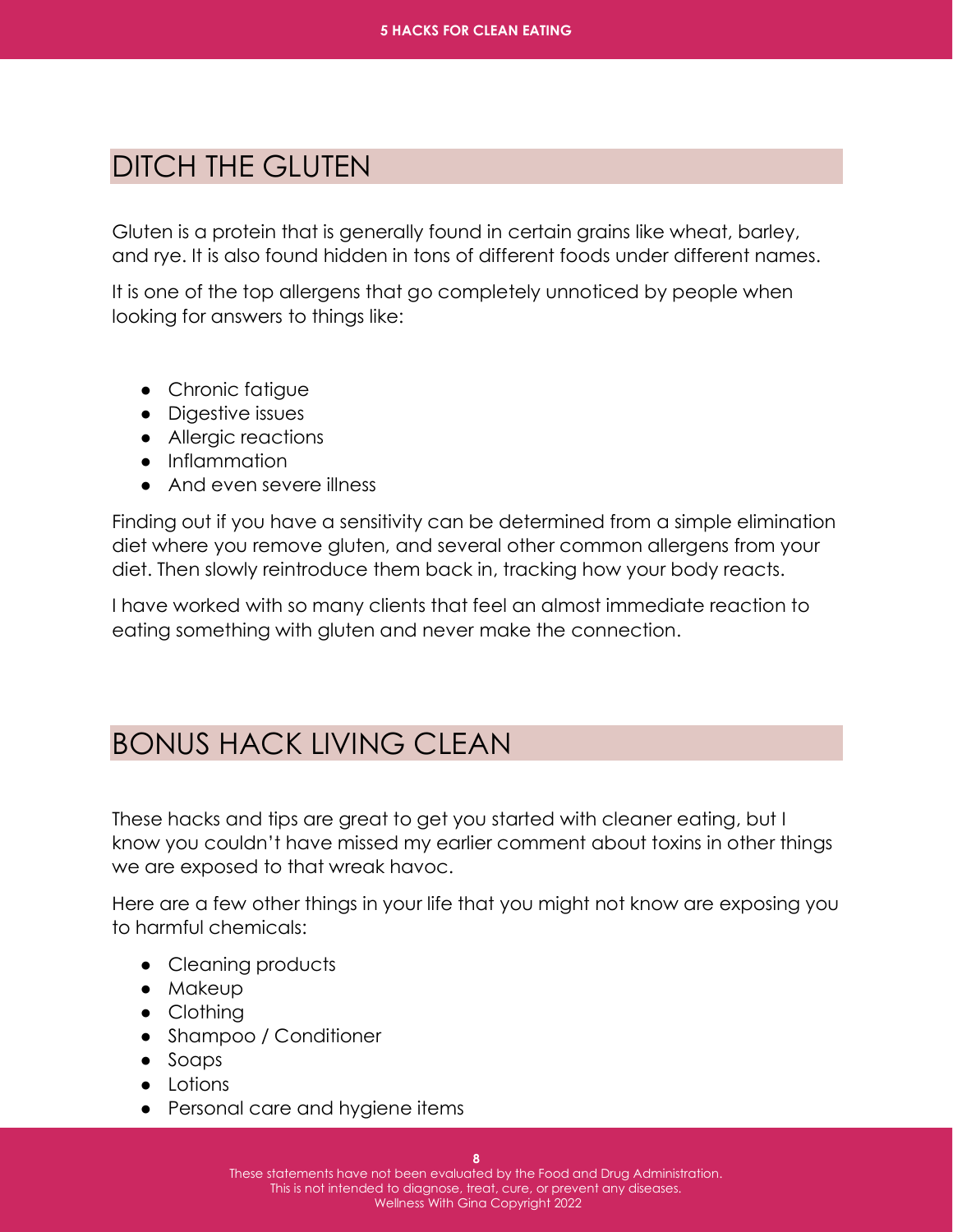## DITCH THE GLUTEN

Gluten is a protein that is generally found in certain grains like wheat, barley, and rye. It is also found hidden in tons of different foods under different names.

It is one of the top allergens that go completely unnoticed by people when looking for answers to things like:

- Chronic fatigue
- Digestive issues
- Allergic reactions
- Inflammation
- And even severe illness

Finding out if you have a sensitivity can be determined from a simple elimination diet where you remove gluten, and several other common allergens from your diet. Then slowly reintroduce them back in, tracking how your body reacts.

I have worked with so many clients that feel an almost immediate reaction to eating something with gluten and never make the connection.

## BONUS HACK LIVING CLEAN

These hacks and tips are great to get you started with cleaner eating, but I know you couldn't have missed my earlier comment about toxins in other things we are exposed to that wreak havoc.

Here are a few other things in your life that you might not know are exposing you to harmful chemicals:

- Cleaning products
- Makeup
- Clothing
- Shampoo / Conditioner
- Soaps
- Lotions
- Personal care and hygiene items

These statements have not been evaluated by the Food and Drug Administration.
This is not intended to diagnose, treat, cure, or prevent any diseases.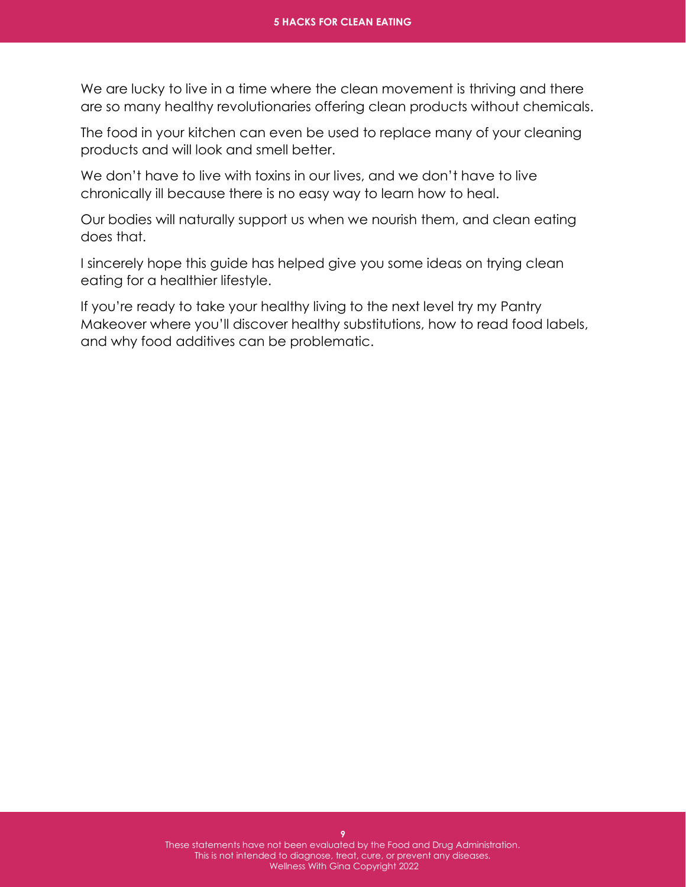We are lucky to live in a time where the clean movement is thriving and there are so many healthy revolutionaries offering clean products without chemicals.

The food in your kitchen can even be used to replace many of your cleaning products and will look and smell better.

We don't have to live with toxins in our lives, and we don't have to live chronically ill because there is no easy way to learn how to heal.

Our bodies will naturally support us when we nourish them, and clean eating does that.

I sincerely hope this guide has helped give you some ideas on trying clean eating for a healthier lifestyle.

If you're ready to take your healthy living to the next level try my Pantry Makeover where you'll discover healthy substitutions, how to read food labels, and why food additives can be problematic.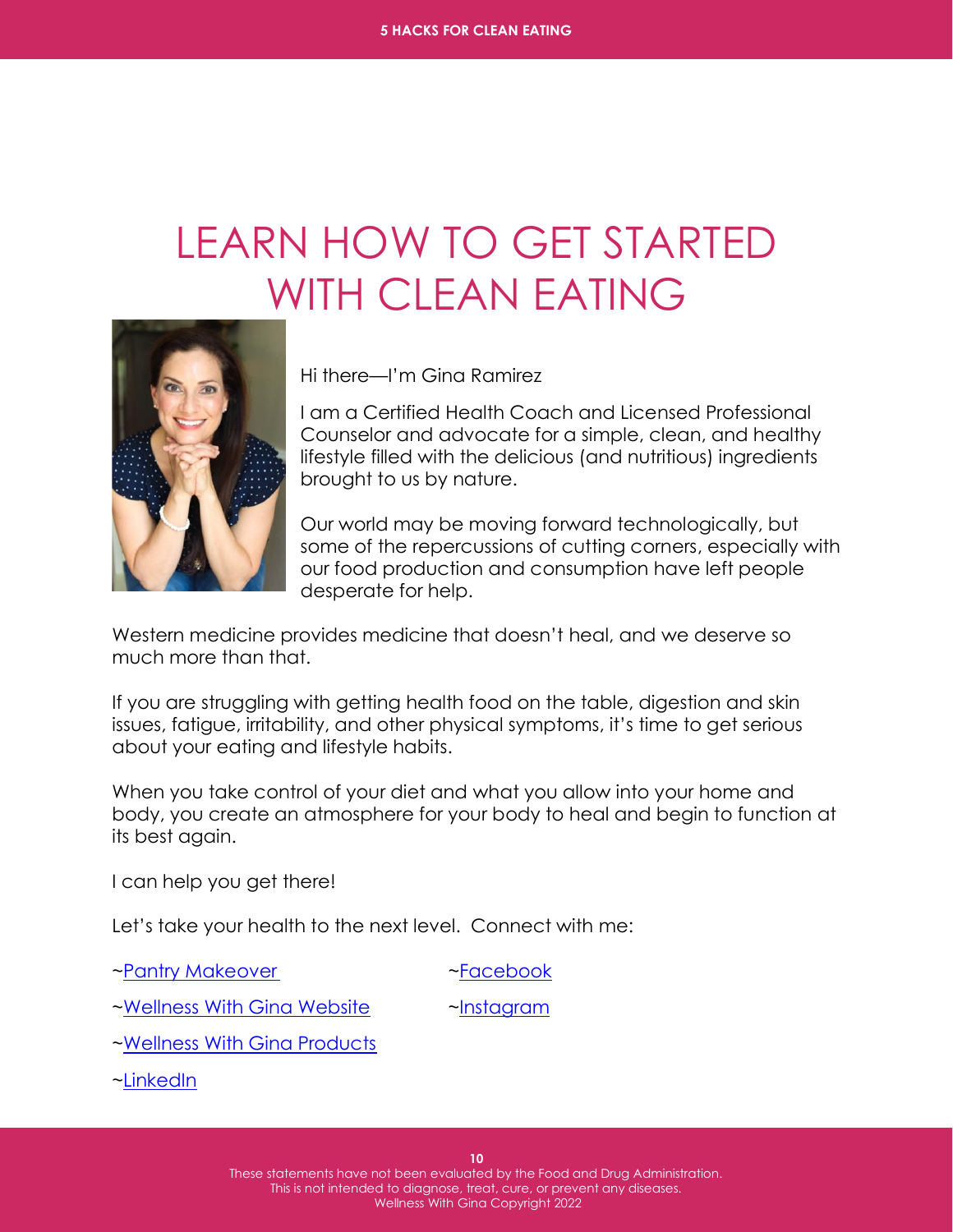# LEARN HOW TO GET STARTED WITH CLEAN EATING

Hi there—I'm Gina Ramirez

I am a Certified Health Coach and Licensed Professional Counselor and advocate for a simple, clean, and healthy lifestyle filled with the delicious (and nutritious) ingredients brought to us by nature.

Our world may be moving forward technologically, but some of the repercussions of cutting corners, especially with our food production and consumption have left people desperate for help.

Western medicine provides medicine that doesn't heal, and we deserve so much more than that.

If you are struggling with getting health food on the table, digestion and skin issues, fatigue, irritability, and other physical symptoms, it's time to get serious about your eating and lifestyle habits.

When you take control of your diet and what you allow into your home and body, you create an atmosphere for your body to heal and begin to function at its best again.

I can help you get there!

Let's take your health to the next level. Connect with me:

~Pantry Makeover

~Wellness With Gina Website

~Wellness With Gina Products

~LinkedIn

~Facebook

~Instagram

These statements have not been evaluated by the Food and Drug Administration.
This is not intended to diagnose, treat, cure, or prevent any diseases.
Wellness With Gina Copyright 2022